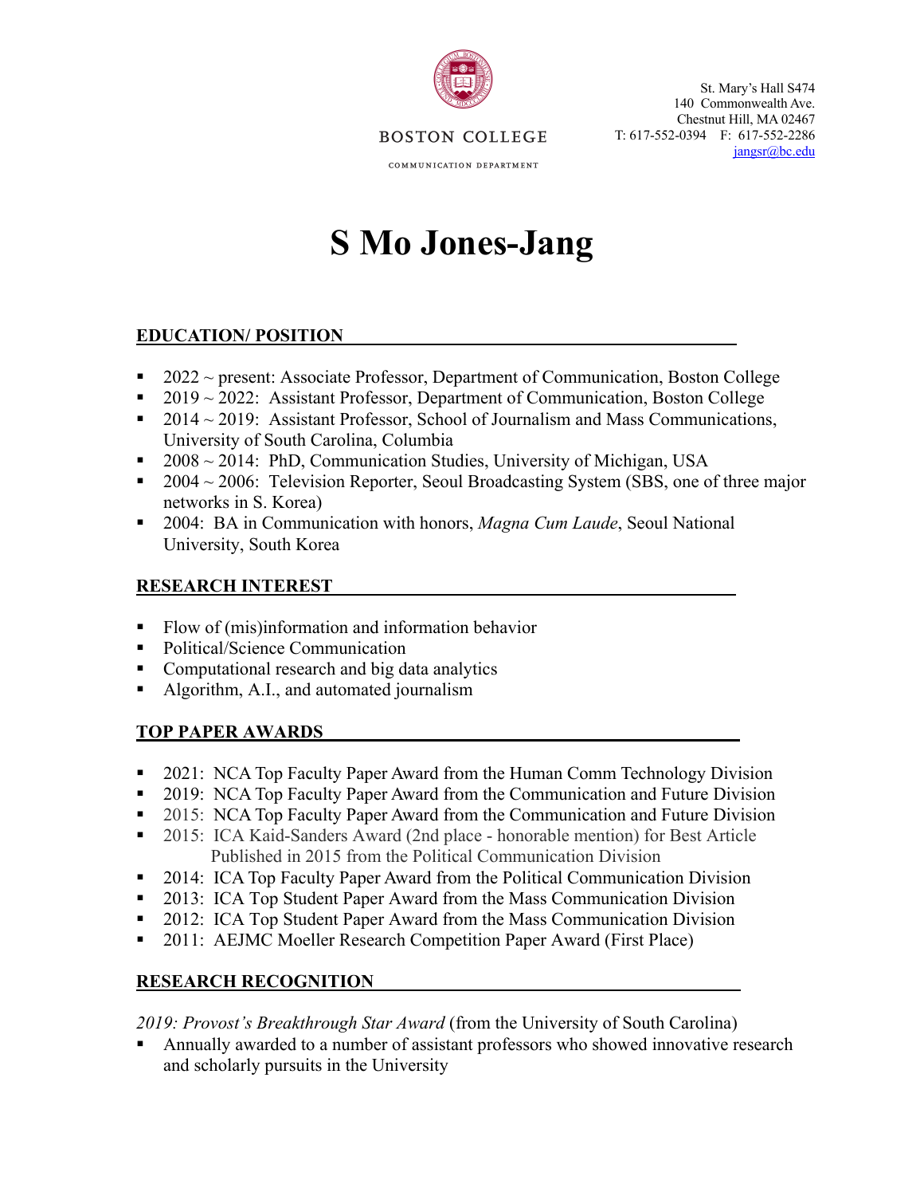BOSTON COLLEGE

COMMUNICATION DEPARTMENT

St. Mary's Hall S474
140 Commonwealth Ave.
Chestnut Hill, MA 02467
T: 617-552-0394 F: 617-552-2286
jangsr@bc.edu

# S Mo Jones-Jang

## EDUCATION/ POSITION

- 2022 ~ present: Associate Professor, Department of Communication, Boston College
- 2019 ~ 2022: Assistant Professor, Department of Communication, Boston College
- 2014 ~ 2019: Assistant Professor, School of Journalism and Mass Communications, University of South Carolina, Columbia
- 2008 ~ 2014: PhD, Communication Studies, University of Michigan, USA
- 2004 ~ 2006: Television Reporter, Seoul Broadcasting System (SBS, one of three major networks in S. Korea)
- 2004: BA in Communication with honors, *Magna Cum Laude*, Seoul National University, South Korea

## RESEARCH INTEREST

- Flow of (mis)information and information behavior
- Political/Science Communication
- Computational research and big data analytics
- Algorithm, A.I., and automated journalism

## TOP PAPER AWARDS

- 2021: NCA Top Faculty Paper Award from the Human Comm Technology Division
- 2019: NCA Top Faculty Paper Award from the Communication and Future Division
- 2015: NCA Top Faculty Paper Award from the Communication and Future Division
- 2015: ICA Kaid-Sanders Award (2nd place - honorable mention) for Best Article Published in 2015 from the Political Communication Division
- 2014: ICA Top Faculty Paper Award from the Political Communication Division
- 2013: ICA Top Student Paper Award from the Mass Communication Division
- 2012: ICA Top Student Paper Award from the Mass Communication Division
- 2011: AEJMC Moeller Research Competition Paper Award (First Place)

## RESEARCH RECOGNITION

*2019: Provost's Breakthrough Star Award* (from the University of South Carolina)

- Annually awarded to a number of assistant professors who showed innovative research and scholarly pursuits in the University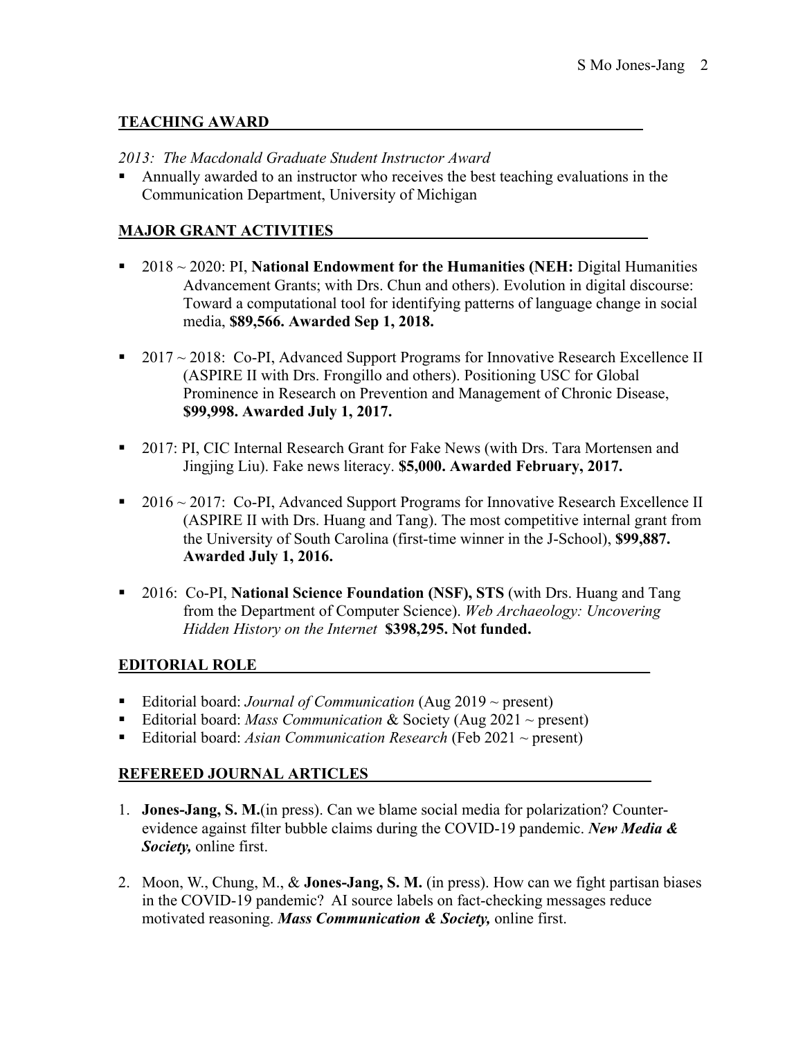## TEACHING AWARD

*2013: The Macdonald Graduate Student Instructor Award*

- Annually awarded to an instructor who receives the best teaching evaluations in the Communication Department, University of Michigan

## MAJOR GRANT ACTIVITIES

- 2018 ~ 2020: PI, **National Endowment for the Humanities (NEH:** Digital Humanities Advancement Grants; with Drs. Chun and others). Evolution in digital discourse: Toward a computational tool for identifying patterns of language change in social media, **$89,566. Awarded Sep 1, 2018.**

- 2017 ~ 2018: Co-PI, Advanced Support Programs for Innovative Research Excellence II (ASPIRE II with Drs. Frongillo and others). Positioning USC for Global Prominence in Research on Prevention and Management of Chronic Disease, **$99,998. Awarded July 1, 2017.**

- 2017: PI, CIC Internal Research Grant for Fake News (with Drs. Tara Mortensen and Jingjing Liu). Fake news literacy. **$5,000. Awarded February, 2017.**

- 2016 ~ 2017: Co-PI, Advanced Support Programs for Innovative Research Excellence II (ASPIRE II with Drs. Huang and Tang). The most competitive internal grant from the University of South Carolina (first-time winner in the J-School), **$99,887. Awarded July 1, 2016.**

- 2016: Co-PI, **National Science Foundation (NSF), STS** (with Drs. Huang and Tang from the Department of Computer Science). *Web Archaeology: Uncovering Hidden History on the Internet* **$398,295. Not funded.**

## EDITORIAL ROLE

- Editorial board: *Journal of Communication* (Aug 2019 ~ present)
- Editorial board: *Mass Communication* & Society (Aug 2021 ~ present)
- Editorial board: *Asian Communication Research* (Feb 2021 ~ present)

## REFEREED JOURNAL ARTICLES

1. **Jones-Jang, S. M.**(in press). Can we blame social media for polarization? Counter-evidence against filter bubble claims during the COVID-19 pandemic. ***New Media & Society,*** online first.

2. Moon, W., Chung, M., & **Jones-Jang, S. M.** (in press). How can we fight partisan biases in the COVID-19 pandemic? AI source labels on fact-checking messages reduce motivated reasoning. ***Mass Communication & Society,*** online first.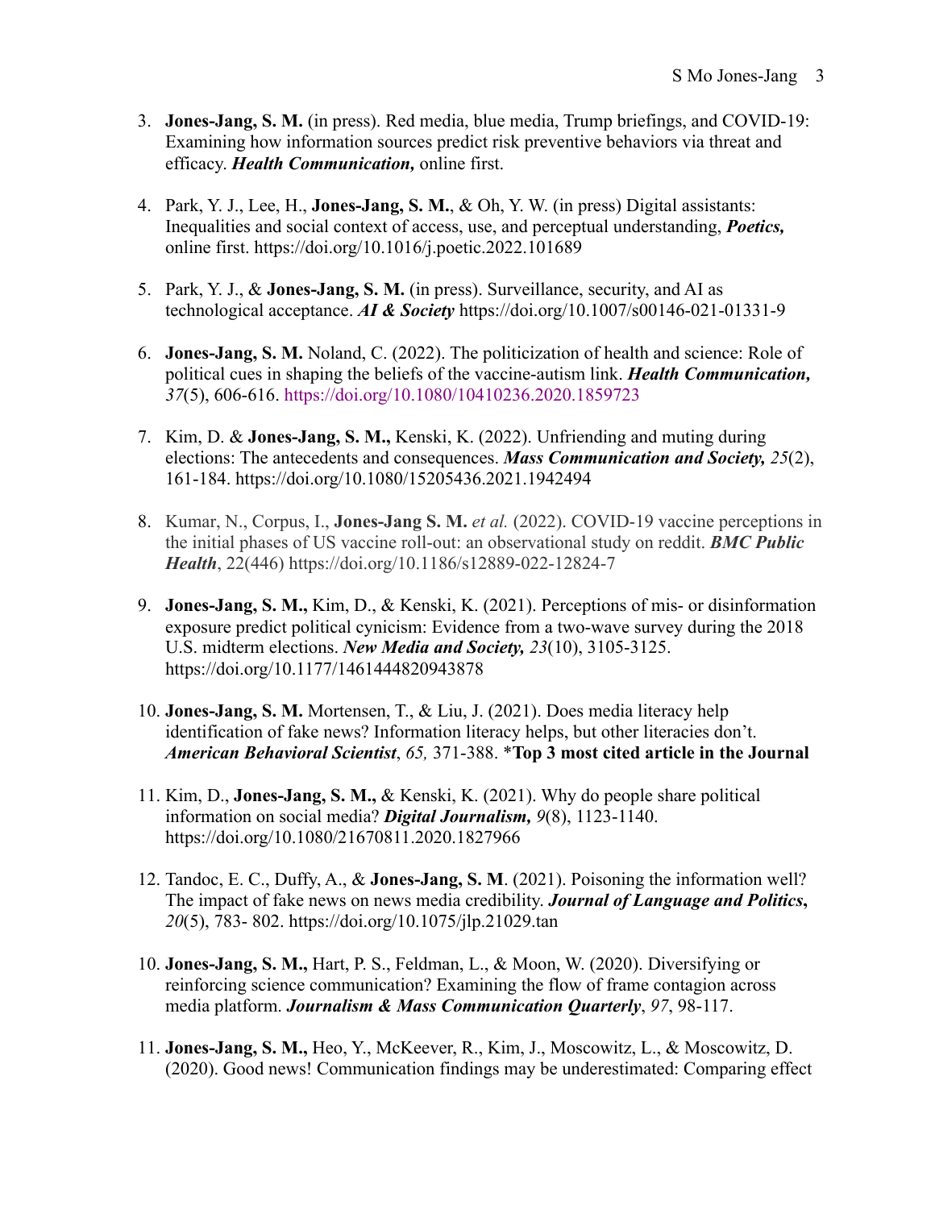3. **Jones-Jang, S. M.** (in press). Red media, blue media, Trump briefings, and COVID-19: Examining how information sources predict risk preventive behaviors via threat and efficacy. ***Health Communication,*** online first.

4. Park, Y. J., Lee, H., **Jones-Jang, S. M.**, & Oh, Y. W. (in press) Digital assistants: Inequalities and social context of access, use, and perceptual understanding, ***Poetics,*** online first. https://doi.org/10.1016/j.poetic.2022.101689

5. Park, Y. J., & **Jones-Jang, S. M.** (in press). Surveillance, security, and AI as technological acceptance. ***AI & Society*** https://doi.org/10.1007/s00146-021-01331-9

6. **Jones-Jang, S. M.** Noland, C. (2022). The politicization of health and science: Role of political cues in shaping the beliefs of the vaccine-autism link. ***Health Communication,*** *37*(5), 606-616. https://doi.org/10.1080/10410236.2020.1859723

7. Kim, D. & **Jones-Jang, S. M.,** Kenski, K. (2022). Unfriending and muting during elections: The antecedents and consequences. ***Mass Communication and Society,*** *25*(2), 161-184. https://doi.org/10.1080/15205436.2021.1942494

8. Kumar, N., Corpus, I., **Jones-Jang S. M.** *et al.* (2022). COVID-19 vaccine perceptions in the initial phases of US vaccine roll-out: an observational study on reddit. ***BMC Public Health***, 22(446) https://doi.org/10.1186/s12889-022-12824-7

9. **Jones-Jang, S. M.,** Kim, D., & Kenski, K. (2021). Perceptions of mis- or disinformation exposure predict political cynicism: Evidence from a two-wave survey during the 2018 U.S. midterm elections. ***New Media and Society,*** *23*(10), 3105-3125. https://doi.org/10.1177/1461444820943878

10. **Jones-Jang, S. M.** Mortensen, T., & Liu, J. (2021). Does media literacy help identification of fake news? Information literacy helps, but other literacies don't. ***American Behavioral Scientist***, *65,* 371-388. ***Top 3 most cited article in the Journal**

11. Kim, D., **Jones-Jang, S. M.,** & Kenski, K. (2021). Why do people share political information on social media? ***Digital Journalism,*** *9*(8), 1123-1140. https://doi.org/10.1080/21670811.2020.1827966

12. Tandoc, E. C., Duffy, A., & **Jones-Jang, S. M**. (2021). Poisoning the information well? The impact of fake news on news media credibility. ***Journal of Language and Politics***, *20*(5), 783- 802. https://doi.org/10.1075/jlp.21029.tan

10. **Jones-Jang, S. M.,** Hart, P. S., Feldman, L., & Moon, W. (2020). Diversifying or reinforcing science communication? Examining the flow of frame contagion across media platform. ***Journalism & Mass Communication Quarterly***, *97*, 98-117.

11. **Jones-Jang, S. M.,** Heo, Y., McKeever, R., Kim, J., Moscowitz, L., & Moscowitz, D. (2020). Good news! Communication findings may be underestimated: Comparing effect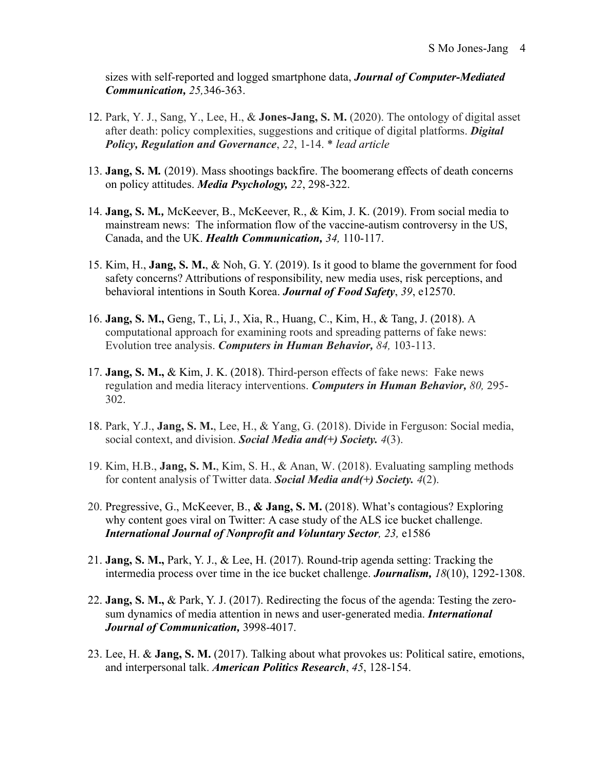sizes with self-reported and logged smartphone data, ***Journal of Computer-Mediated Communication, 25,***346-363.

12. Park, Y. J., Sang, Y., Lee, H., & **Jones-Jang, S. M.** (2020). The ontology of digital asset after death: policy complexities, suggestions and critique of digital platforms. ***Digital Policy, Regulation and Governance***, *22*, 1-14. * *lead article*

13. **Jang, S. M.** (2019). Mass shootings backfire. The boomerang effects of death concerns on policy attitudes. ***Media Psychology, 22***, 298-322.

14. **Jang, S. M.,** McKeever, B., McKeever, R., & Kim, J. K. (2019). From social media to mainstream news: The information flow of the vaccine-autism controversy in the US, Canada, and the UK. ***Health Communication, 34,*** 110-117.

15. Kim, H., **Jang, S. M.**, & Noh, G. Y. (2019). Is it good to blame the government for food safety concerns? Attributions of responsibility, new media uses, risk perceptions, and behavioral intentions in South Korea. ***Journal of Food Safety***, *39*, e12570.

16. **Jang, S. M.,** Geng, T., Li, J., Xia, R., Huang, C., Kim, H., & Tang, J. (2018). A computational approach for examining roots and spreading patterns of fake news: Evolution tree analysis. ***Computers in Human Behavior, 84,*** 103-113.

17. **Jang, S. M.,** & Kim, J. K. (2018). Third-person effects of fake news: Fake news regulation and media literacy interventions. ***Computers in Human Behavior, 80,*** 295-302.

18. Park, Y.J., **Jang, S. M.**, Lee, H., & Yang, G. (2018). Divide in Ferguson: Social media, social context, and division. ***Social Media and(+) Society. 4***(3).

19. Kim, H.B., **Jang, S. M.**, Kim, S. H., & Anan, W. (2018). Evaluating sampling methods for content analysis of Twitter data. ***Social Media and(+) Society. 4***(2).

20. Pregressive, G., McKeever, B., **& Jang, S. M.** (2018). What's contagious? Exploring why content goes viral on Twitter: A case study of the ALS ice bucket challenge. ***International Journal of Nonprofit and Voluntary Sector, 23,*** e1586

21. **Jang, S. M.,** Park, Y. J., & Lee, H. (2017). Round-trip agenda setting: Tracking the intermedia process over time in the ice bucket challenge. ***Journalism, 18***(10), 1292-1308.

22. **Jang, S. M.,** & Park, Y. J. (2017). Redirecting the focus of the agenda: Testing the zero-sum dynamics of media attention in news and user-generated media. ***International Journal of Communication,*** 3998-4017.

23. Lee, H. & **Jang, S. M.** (2017). Talking about what provokes us: Political satire, emotions, and interpersonal talk. ***American Politics Research***, *45*, 128-154.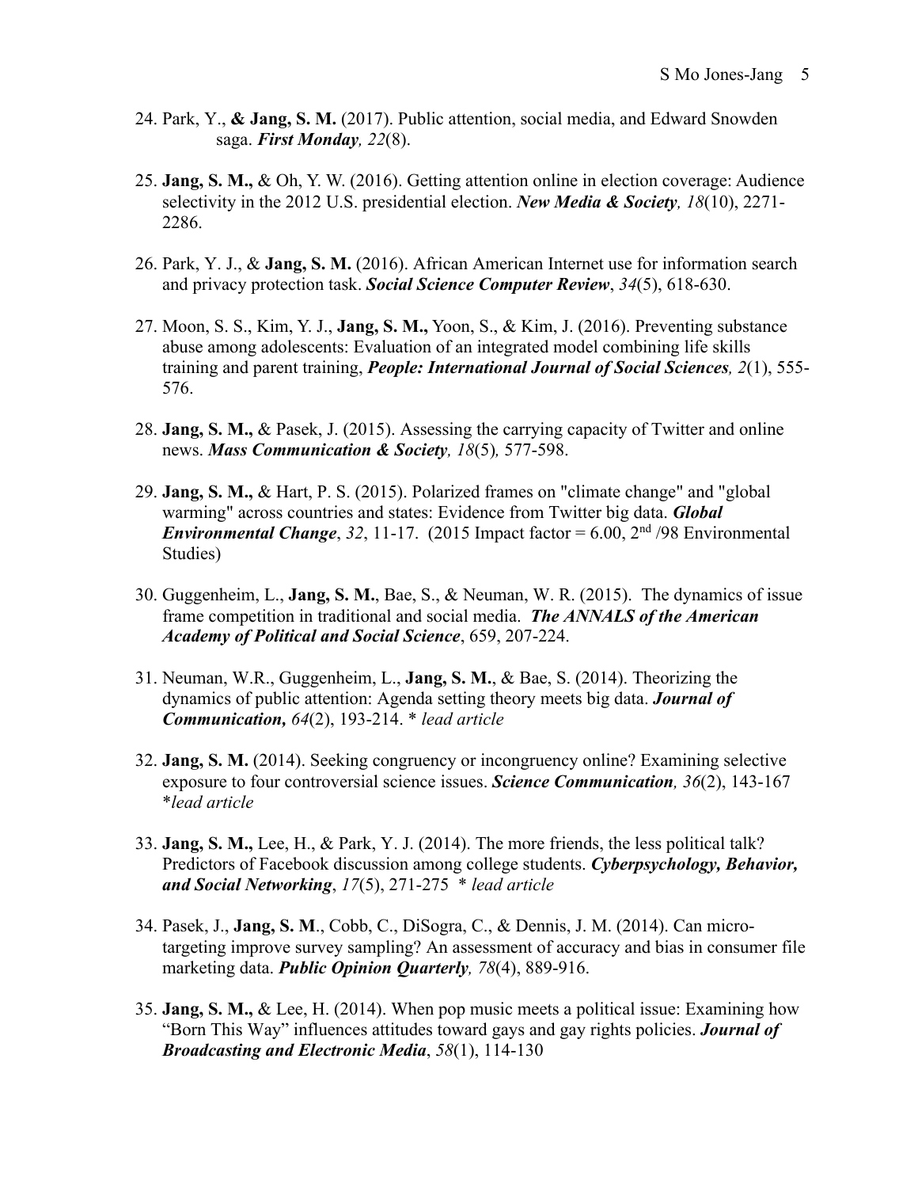24. Park, Y., **& Jang, S. M.** (2017). Public attention, social media, and Edward Snowden saga. ***First Monday, 22***(8).

25. **Jang, S. M.,** & Oh, Y. W. (2016). Getting attention online in election coverage: Audience selectivity in the 2012 U.S. presidential election. ***New Media & Society, 18***(10), 2271-2286.

26. Park, Y. J., & **Jang, S. M.** (2016). African American Internet use for information search and privacy protection task. ***Social Science Computer Review***, *34*(5), 618-630.

27. Moon, S. S., Kim, Y. J., **Jang, S. M.,** Yoon, S., & Kim, J. (2016). Preventing substance abuse among adolescents: Evaluation of an integrated model combining life skills training and parent training, ***People: International Journal of Social Sciences, 2***(1), 555-576.

28. **Jang, S. M.,** & Pasek, J. (2015). Assessing the carrying capacity of Twitter and online news. ***Mass Communication & Society, 18***(5), 577-598.

29. **Jang, S. M.,** & Hart, P. S. (2015). Polarized frames on "climate change" and "global warming" across countries and states: Evidence from Twitter big data. ***Global Environmental Change***, *32*, 11-17. (2015 Impact factor = 6.00, 2nd /98 Environmental Studies)

30. Guggenheim, L., **Jang, S. M.**, Bae, S., & Neuman, W. R. (2015). The dynamics of issue frame competition in traditional and social media. ***The ANNALS of the American Academy of Political and Social Science***, 659, 207-224.

31. Neuman, W.R., Guggenheim, L., **Jang, S. M.**, & Bae, S. (2014). Theorizing the dynamics of public attention: Agenda setting theory meets big data. ***Journal of Communication, 64***(2), 193-214. * *lead article*

32. **Jang, S. M.** (2014). Seeking congruency or incongruency online? Examining selective exposure to four controversial science issues. ***Science Communication, 36***(2), 143-167 **lead article*

33. **Jang, S. M.,** Lee, H., & Park, Y. J. (2014). The more friends, the less political talk? Predictors of Facebook discussion among college students. ***Cyberpsychology, Behavior, and Social Networking***, *17*(5), 271-275 * *lead article*

34. Pasek, J., **Jang, S. M**., Cobb, C., DiSogra, C., & Dennis, J. M. (2014). Can micro-targeting improve survey sampling? An assessment of accuracy and bias in consumer file marketing data. ***Public Opinion Quarterly, 78***(4), 889-916.

35. **Jang, S. M.,** & Lee, H. (2014). When pop music meets a political issue: Examining how "Born This Way" influences attitudes toward gays and gay rights policies. ***Journal of Broadcasting and Electronic Media***, *58*(1), 114-130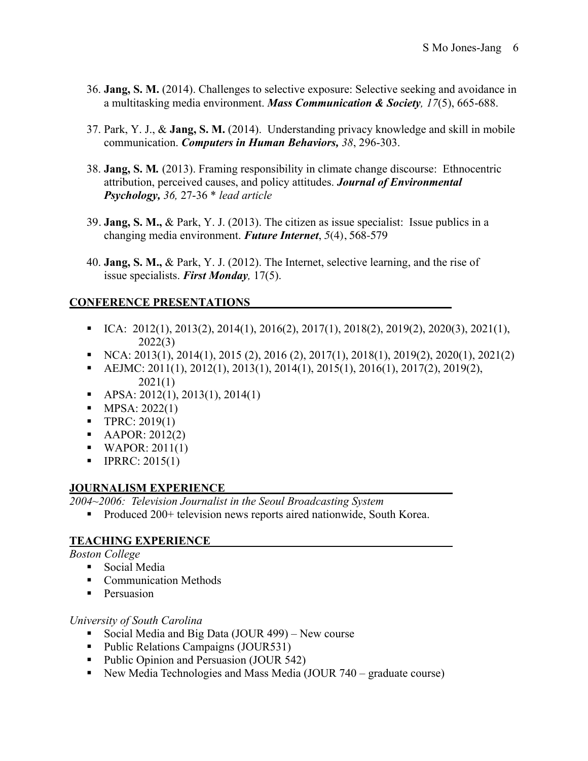36. **Jang, S. M.** (2014). Challenges to selective exposure: Selective seeking and avoidance in a multitasking media environment. ***Mass Communication & Society**, 17*(5), 665-688.

37. Park, Y. J., & **Jang, S. M.** (2014). Understanding privacy knowledge and skill in mobile communication. ***Computers in Human Behaviors,** 38*, 296-303.

38. **Jang, S. M.** (2013). Framing responsibility in climate change discourse: Ethnocentric attribution, perceived causes, and policy attitudes. ***Journal of Environmental Psychology,** 36,* 27-36 * *lead article*

39. **Jang, S. M.,** & Park, Y. J. (2013). The citizen as issue specialist: Issue publics in a changing media environment. ***Future Internet***, *5*(4), 568-579

40. **Jang, S. M.,** & Park, Y. J. (2012). The Internet, selective learning, and the rise of issue specialists. ***First Monday,*** 17(5).

## CONFERENCE PRESENTATIONS

- ICA: 2012(1), 2013(2), 2014(1), 2016(2), 2017(1), 2018(2), 2019(2), 2020(3), 2021(1), 2022(3)
- NCA: 2013(1), 2014(1), 2015 (2), 2016 (2), 2017(1), 2018(1), 2019(2), 2020(1), 2021(2)
- AEJMC: 2011(1), 2012(1), 2013(1), 2014(1), 2015(1), 2016(1), 2017(2), 2019(2), 2021(1)
- APSA: 2012(1), 2013(1), 2014(1)
- MPSA: 2022(1)
- TPRC: 2019(1)
- AAPOR: 2012(2)
- WAPOR: 2011(1)
- IPRRC: 2015(1)

## JOURNALISM EXPERIENCE

*2004~2006: Television Journalist in the Seoul Broadcasting System*

- Produced 200+ television news reports aired nationwide, South Korea.

## TEACHING EXPERIENCE

*Boston College*

- Social Media
- Communication Methods
- Persuasion

*University of South Carolina*

- Social Media and Big Data (JOUR 499) – New course
- Public Relations Campaigns (JOUR531)
- Public Opinion and Persuasion (JOUR 542)
- New Media Technologies and Mass Media (JOUR 740 – graduate course)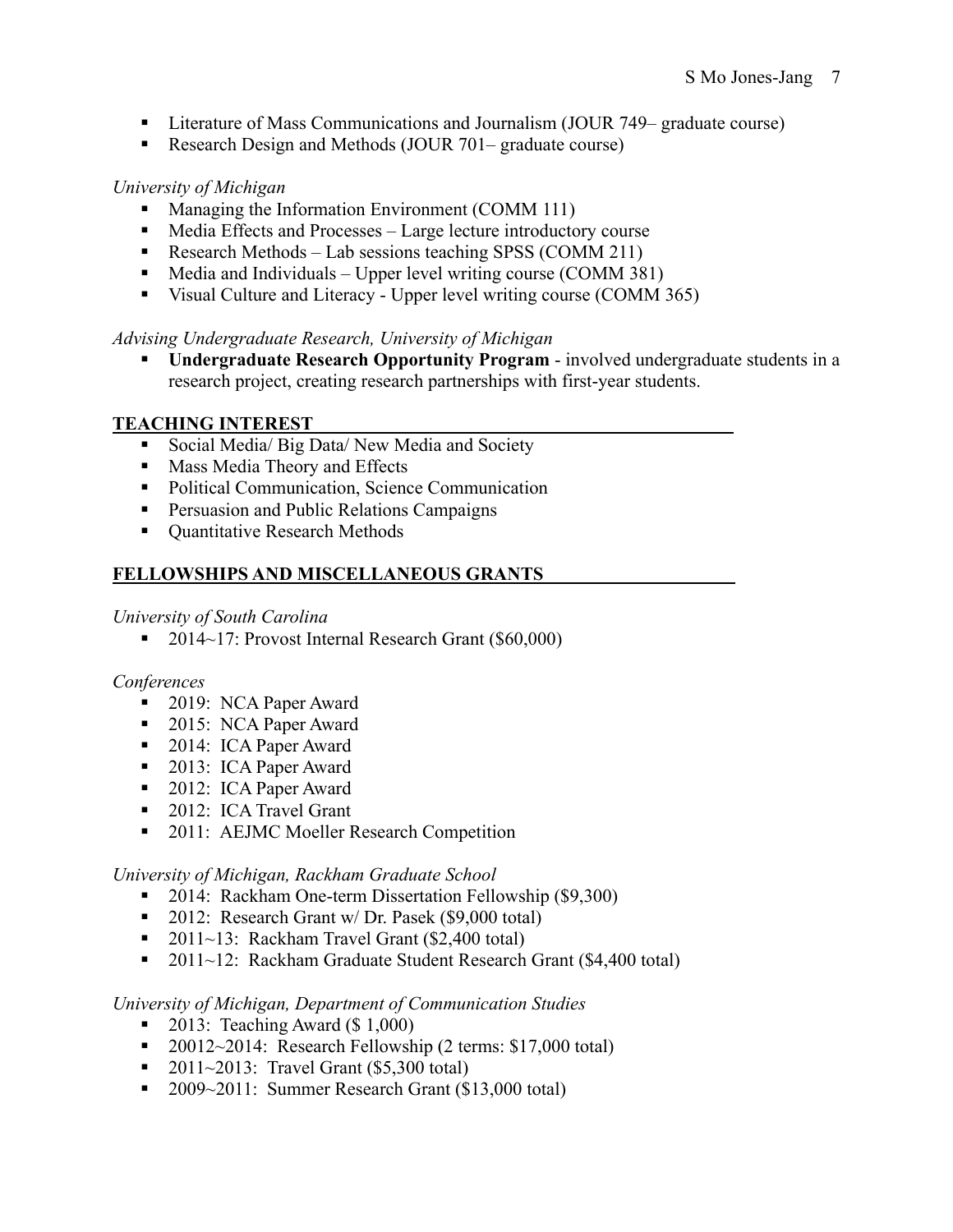- Literature of Mass Communications and Journalism (JOUR 749– graduate course)
- Research Design and Methods (JOUR 701– graduate course)

*University of Michigan*

- Managing the Information Environment (COMM 111)
- Media Effects and Processes – Large lecture introductory course
- Research Methods – Lab sessions teaching SPSS (COMM 211)
- Media and Individuals – Upper level writing course (COMM 381)
- Visual Culture and Literacy - Upper level writing course (COMM 365)

*Advising Undergraduate Research, University of Michigan*

- **Undergraduate Research Opportunity Program** - involved undergraduate students in a research project, creating research partnerships with first-year students.

## TEACHING INTEREST

- Social Media/ Big Data/ New Media and Society
- Mass Media Theory and Effects
- Political Communication, Science Communication
- Persuasion and Public Relations Campaigns
- Quantitative Research Methods

## FELLOWSHIPS AND MISCELLANEOUS GRANTS

*University of South Carolina*

- 2014~17: Provost Internal Research Grant ($60,000)

*Conferences*

- 2019: NCA Paper Award
- 2015: NCA Paper Award
- 2014: ICA Paper Award
- 2013: ICA Paper Award
- 2012: ICA Paper Award
- 2012: ICA Travel Grant
- 2011: AEJMC Moeller Research Competition

*University of Michigan, Rackham Graduate School*

- 2014: Rackham One-term Dissertation Fellowship ($9,300)
- 2012: Research Grant w/ Dr. Pasek ($9,000 total)
- 2011~13: Rackham Travel Grant ($2,400 total)
- 2011~12: Rackham Graduate Student Research Grant ($4,400 total)

*University of Michigan, Department of Communication Studies*

- 2013: Teaching Award ($ 1,000)
- 20012~2014: Research Fellowship (2 terms: $17,000 total)
- 2011~2013: Travel Grant ($5,300 total)
- 2009~2011: Summer Research Grant ($13,000 total)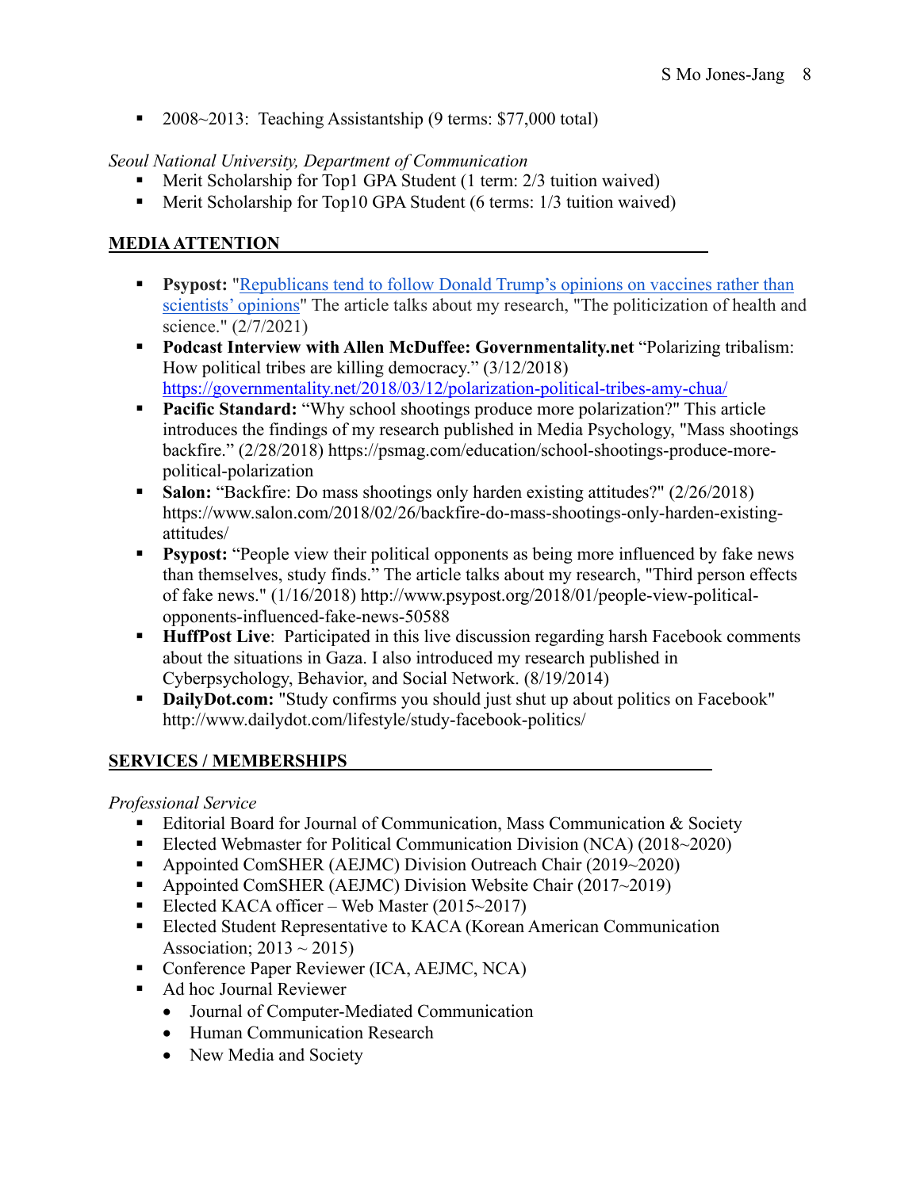- 2008~2013: Teaching Assistantship (9 terms: $77,000 total)

*Seoul National University, Department of Communication*

- Merit Scholarship for Top1 GPA Student (1 term: 2/3 tuition waived)
- Merit Scholarship for Top10 GPA Student (6 terms: 1/3 tuition waived)

## MEDIA ATTENTION

- **Psypost:** "Republicans tend to follow Donald Trump's opinions on vaccines rather than scientists' opinions" The article talks about my research, "The politicization of health and science." (2/7/2021)
- **Podcast Interview with Allen McDuffee: Governmentality.net** "Polarizing tribalism: How political tribes are killing democracy." (3/12/2018) https://governmentality.net/2018/03/12/polarization-political-tribes-amy-chua/
- **Pacific Standard:** "Why school shootings produce more polarization?" This article introduces the findings of my research published in Media Psychology, "Mass shootings backfire." (2/28/2018) https://psmag.com/education/school-shootings-produce-more-political-polarization
- **Salon:** "Backfire: Do mass shootings only harden existing attitudes?" (2/26/2018) https://www.salon.com/2018/02/26/backfire-do-mass-shootings-only-harden-existing-attitudes/
- **Psypost:** "People view their political opponents as being more influenced by fake news than themselves, study finds." The article talks about my research, "Third person effects of fake news." (1/16/2018) http://www.psypost.org/2018/01/people-view-political-opponents-influenced-fake-news-50588
- **HuffPost Live**: Participated in this live discussion regarding harsh Facebook comments about the situations in Gaza. I also introduced my research published in Cyberpsychology, Behavior, and Social Network. (8/19/2014)
- **DailyDot.com:** "Study confirms you should just shut up about politics on Facebook" http://www.dailydot.com/lifestyle/study-facebook-politics/

## SERVICES / MEMBERSHIPS

*Professional Service*

- Editorial Board for Journal of Communication, Mass Communication & Society
- Elected Webmaster for Political Communication Division (NCA) (2018~2020)
- Appointed ComSHER (AEJMC) Division Outreach Chair (2019~2020)
- Appointed ComSHER (AEJMC) Division Website Chair (2017~2019)
- Elected KACA officer – Web Master (2015~2017)
- Elected Student Representative to KACA (Korean American Communication Association; 2013 ~ 2015)
- Conference Paper Reviewer (ICA, AEJMC, NCA)
- Ad hoc Journal Reviewer
  - Journal of Computer-Mediated Communication
  - Human Communication Research
  - New Media and Society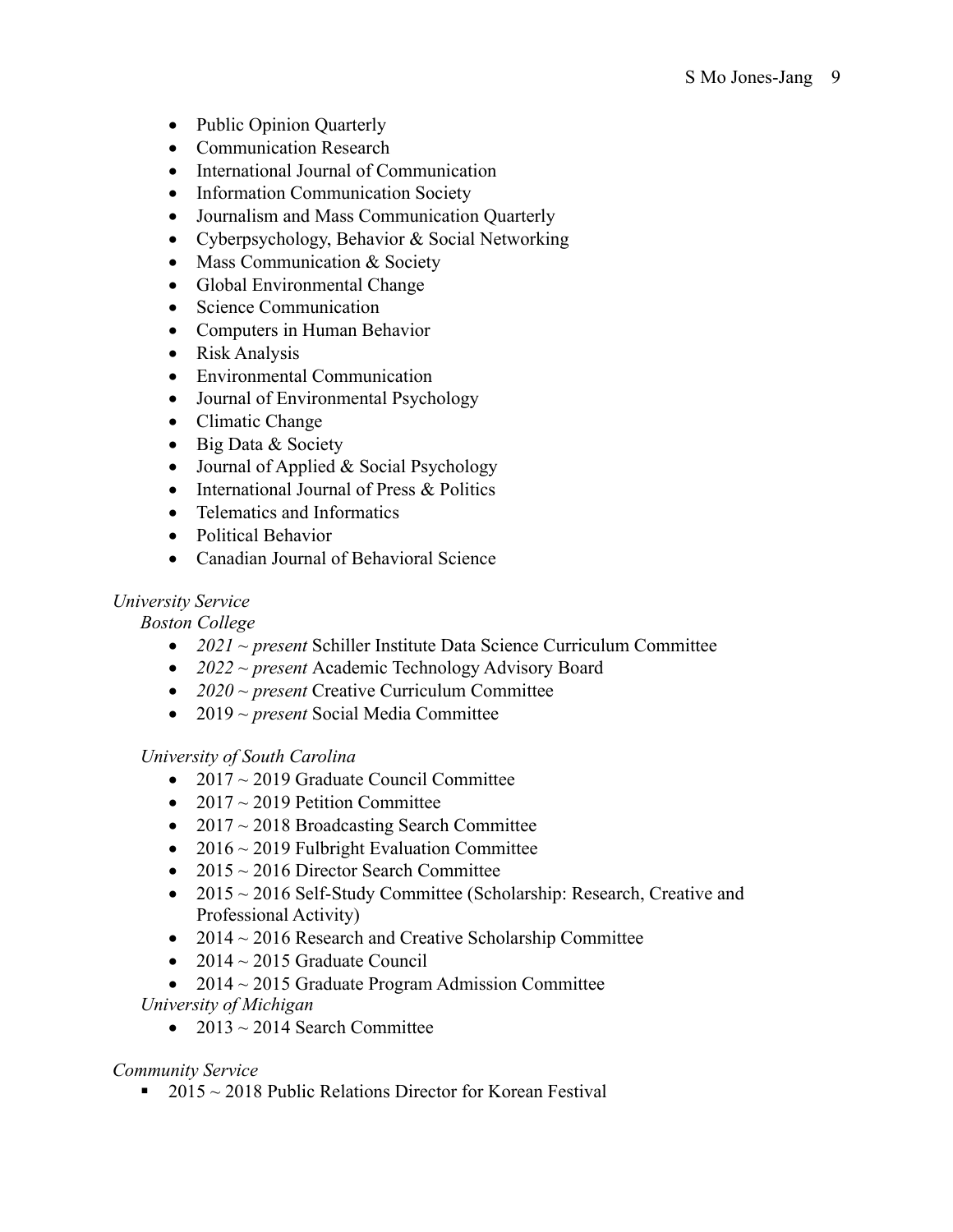- Public Opinion Quarterly
- Communication Research
- International Journal of Communication
- Information Communication Society
- Journalism and Mass Communication Quarterly
- Cyberpsychology, Behavior & Social Networking
- Mass Communication & Society
- Global Environmental Change
- Science Communication
- Computers in Human Behavior
- Risk Analysis
- Environmental Communication
- Journal of Environmental Psychology
- Climatic Change
- Big Data & Society
- Journal of Applied & Social Psychology
- International Journal of Press & Politics
- Telematics and Informatics
- Political Behavior
- Canadian Journal of Behavioral Science

*University Service*

*Boston College*

- *2021 ~ present* Schiller Institute Data Science Curriculum Committee
- *2022 ~ present* Academic Technology Advisory Board
- *2020 ~ present* Creative Curriculum Committee
- 2019 ~ *present* Social Media Committee

*University of South Carolina*

- 2017 ~ 2019 Graduate Council Committee
- 2017 ~ 2019 Petition Committee
- 2017 ~ 2018 Broadcasting Search Committee
- 2016 ~ 2019 Fulbright Evaluation Committee
- 2015 ~ 2016 Director Search Committee
- 2015 ~ 2016 Self-Study Committee (Scholarship: Research, Creative and Professional Activity)
- 2014 ~ 2016 Research and Creative Scholarship Committee
- 2014 ~ 2015 Graduate Council
- 2014 ~ 2015 Graduate Program Admission Committee

*University of Michigan*

- 2013 ~ 2014 Search Committee

*Community Service*

- 2015 ~ 2018 Public Relations Director for Korean Festival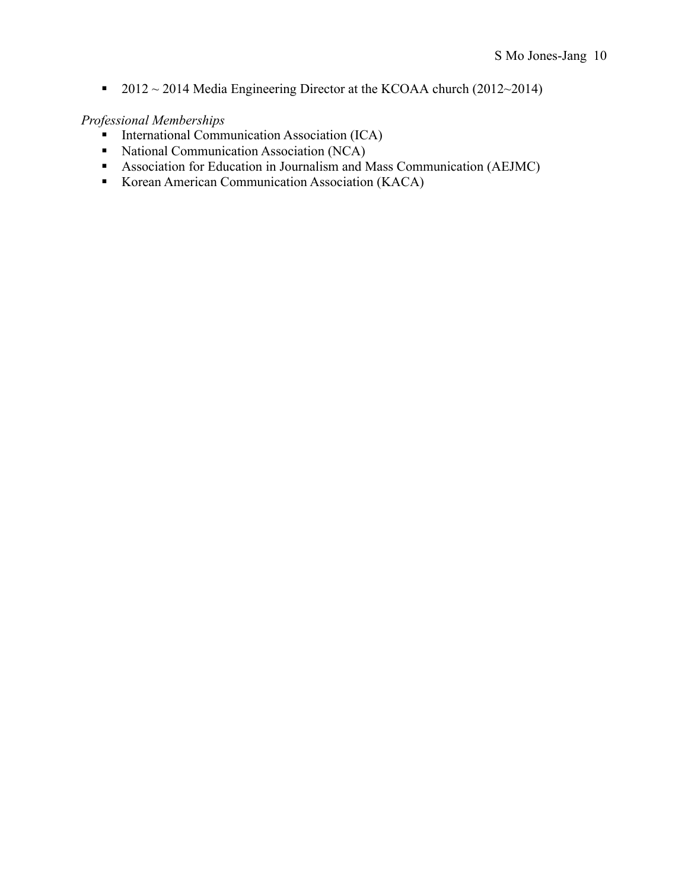- 2012 ~ 2014 Media Engineering Director at the KCOAA church (2012~2014)

*Professional Memberships*

- International Communication Association (ICA)
- National Communication Association (NCA)
- Association for Education in Journalism and Mass Communication (AEJMC)
- Korean American Communication Association (KACA)